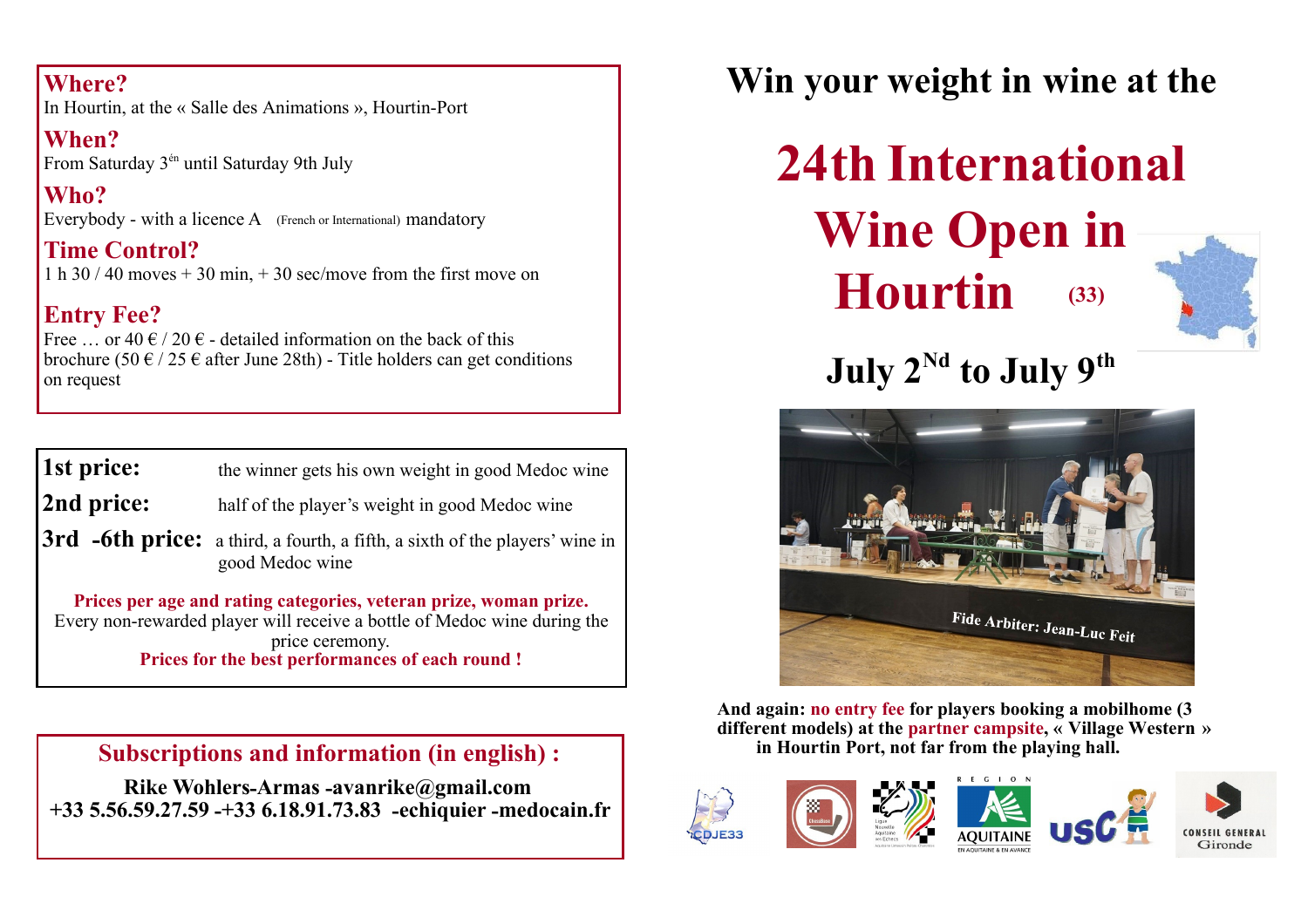# Win your weight in wine at the

# 24th International Wine Open in Hourtin (33)

## July 2nd to July 9th

Fide Arbiter: Jean-Luc Feit

**And again: no entry fee for players booking a mobilhome (3 different models) at the partner campsite, « Village Western » in Hourtin Port, not far from the playing hall.**

### Where?
In Hourtin, at the « Salle des Animations », Hourtin-Port

### When?
From Saturday 3ém until Saturday 9th July

### Who?
Everybody - with a licence A (French or International) mandatory

### Time Control?
1 h 30 / 40 moves + 30 min, + 30 sec/move from the first move on

### Entry Fee?
Free … or 40 € / 20 € - detailed information on the back of this brochure (50 € / 25 € after June 28th) - Title holders can get conditions on request

| | |
|---|---|
| **1st price:** | the winner gets his own weight in good Medoc wine |
| **2nd price:** | half of the player's weight in good Medoc wine |
| **3rd -6th price:** | a third, a fourth, a fifth, a sixth of the players' wine in good Medoc wine |

**Prices per age and rating categories, veteran prize, woman prize.**

Every non-rewarded player will receive a bottle of Medoc wine during the price ceremony.

**Prices for the best performances of each round !**

### Subscriptions and information (in english) :

**Rike Wohlers-Armas -avanrike@gmail.com**

**+33 5.56.59.27.59 -+33 6.18.91.73.83 -echiquier -medocain.fr**

CDJE33 — Aquitaine — USC — Conseil General Gironde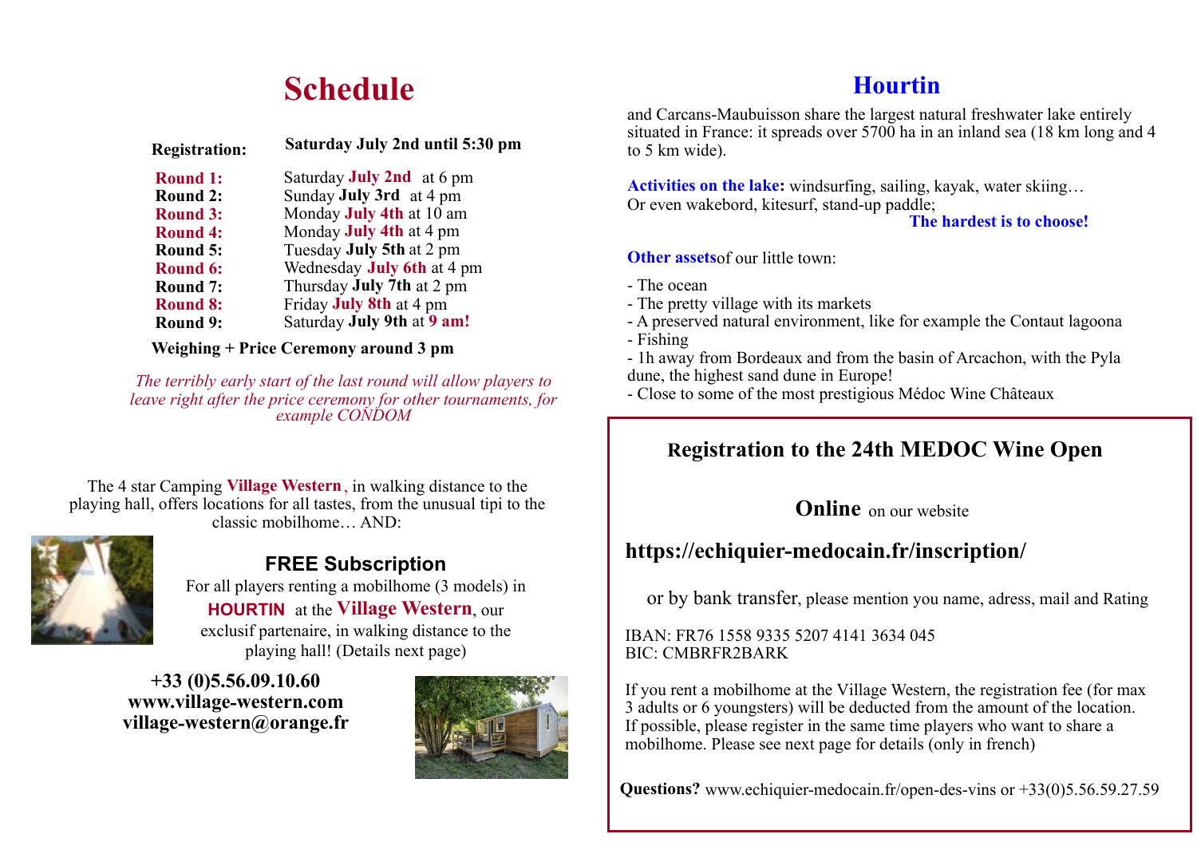# Schedule

| | |
|---|---|
| **Registration:** | **Saturday July 2nd until 5:30 pm** |
| **Round 1:** | Saturday **July 2nd** at 6 pm |
| **Round 2:** | Sunday **July 3rd** at 4 pm |
| **Round 3:** | Monday **July 4th** at 10 am |
| **Round 4:** | Monday **July 4th** at 4 pm |
| **Round 5:** | Tuesday **July 5th** at 2 pm |
| **Round 6:** | Wednesday **July 6th** at 4 pm |
| **Round 7:** | Thursday **July 7th** at 2 pm |
| **Round 8:** | Friday **July 8th** at 4 pm |
| **Round 9:** | Saturday **July 9th** at **9 am!** |

**Weighing + Price Ceremony around 3 pm**

*The terribly early start of the last round will allow players to leave right after the price ceremony for other tournaments, for example CONDOM*

The 4 star Camping **Village Western**, in walking distance to the playing hall, offers locations for all tastes, from the unusual tipi to the classic mobilhome… AND:

**FREE Subscription**

For all players renting a mobilhome (3 models) in **HOURTIN** at the **Village Western**, our exclusif partenaire, in walking distance to the playing hall! (Details next page)

**+33 (0)5.56.09.10.60**
**www.village-western.com**
**village-western@orange.fr**

# Hourtin

and Carcans-Maubuisson share the largest natural freshwater lake entirely situated in France: it spreads over 5700 ha in an inland sea (18 km long and 4 to 5 km wide).

**Activities on the lake:** windsurfing, sailing, kayak, water skiing…
Or even wakebord, kitesurf, stand-up paddle;
**The hardest is to choose!**

**Other assets**of our little town:

- The ocean
- The pretty village with its markets
- A preserved natural environment, like for example the Contaut lagoona
- Fishing
- 1h away from Bordeaux and from the basin of Arcachon, with the Pyla dune, the highest sand dune in Europe!
- Close to some of the most prestigious Médoc Wine Châteaux

## Registration to the 24th MEDOC Wine Open

**Online** on our website

**https://echiquier-medocain.fr/inscription/**

or by bank transfer, please mention you name, adress, mail and Rating

IBAN: FR76 1558 9335 5207 4141 3634 045
BIC: CMBRFR2BARK

If you rent a mobilhome at the Village Western, the registration fee (for max 3 adults or 6 youngsters) will be deducted from the amount of the location. If possible, please register in the same time players who want to share a mobilhome. Please see next page for details (only in french)

**Questions?** www.echiquier-medocain.fr/open-des-vins or +33(0)5.56.59.27.59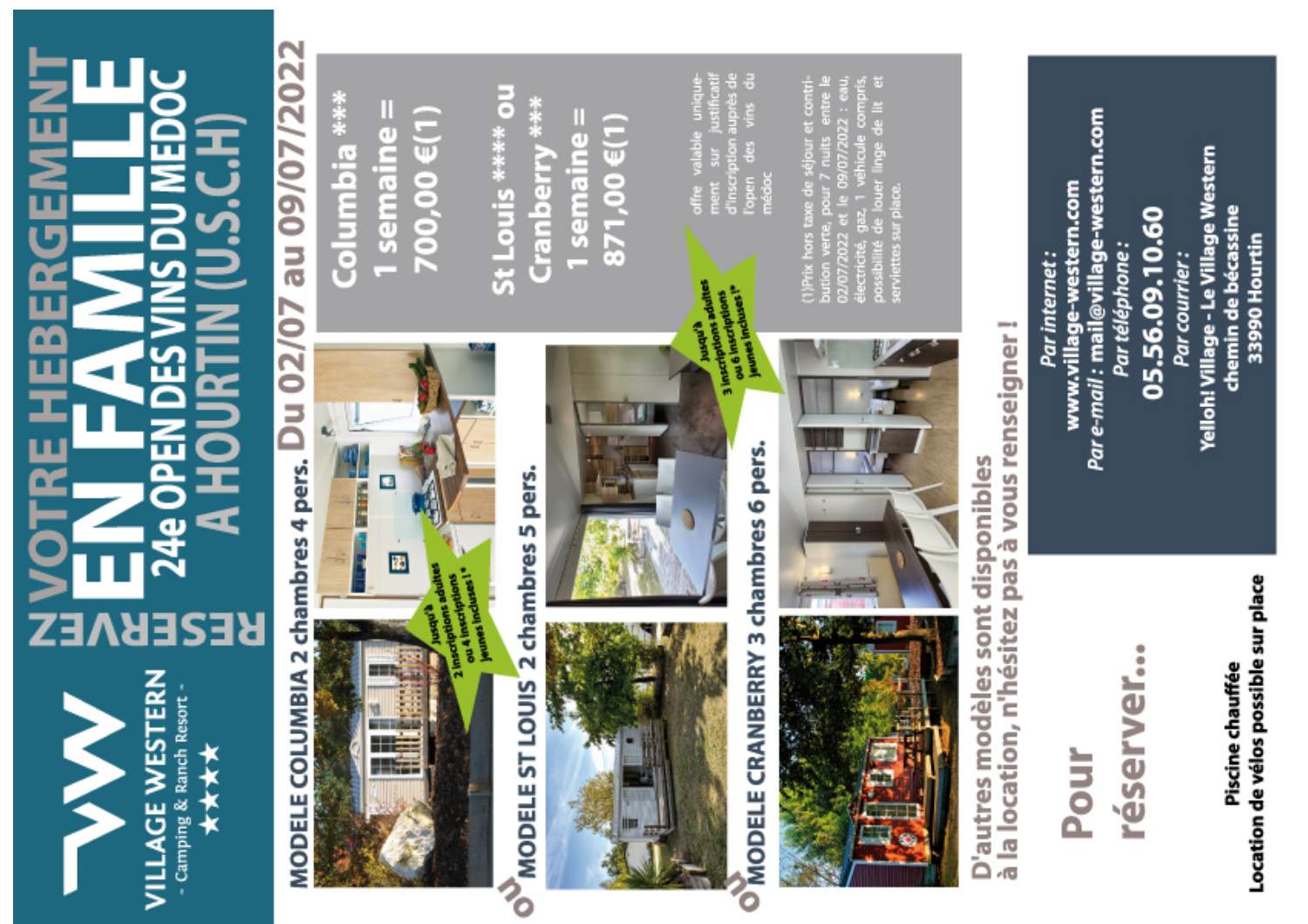VILLAGE WESTERN

- Camping & Ranch Resort -

★★★★

# RESERVEZ VOTRE HEBERGEMENT EN FAMILLE

## 24e OPEN DES VINS DU MEDOC A HOURTIN (U.S.C.H)

## Du 02/07 au 09/07/2022

**MODELE COLUMBIA 2 chambres 4 pers.**

Jusqu'à 2 inscriptions adultes ou 4 inscriptions jeunes incluses !*

ou

**MODELE ST LOUIS 2 chambres 5 pers.**

Jusqu'à 3 inscriptions adultes ou 6 inscriptions jeunes incluses !*

ou

**MODELE CRANBERRY 3 chambres 6 pers.**

**Columbia \*\*\***

**1 semaine = 700,00 €(1)**

**St Louis \*\*\*\* ou Cranberry \*\*\***

**1 semaine = 871,00 €(1)**

offre valable uniquement sur justificatif d'inscription auprès de l'open des vins du médoc

(1)Prix hors taxe de séjour et contribution verte, pour 7 nuits entre le 02/07/2022 et le 09/07/2022 : eau, électricité, gaz, 1 véhicule compris, possibilité de louer linge de lit et serviettes sur place.

D'autres modèles sont disponibles à la location, n'hésitez pas à vous renseigner !

## Pour réserver...

*Par internet :* www.village-western.com

*Par e-mail :* mail@village-western.com

*Par téléphone :* **05.56.09.10.60**

*Par courrier :* Yelloh! Village - Le Village Western chemin de bécassine 33990 Hourtin

**Piscine chauffée**

**Location de vélos possible sur place**